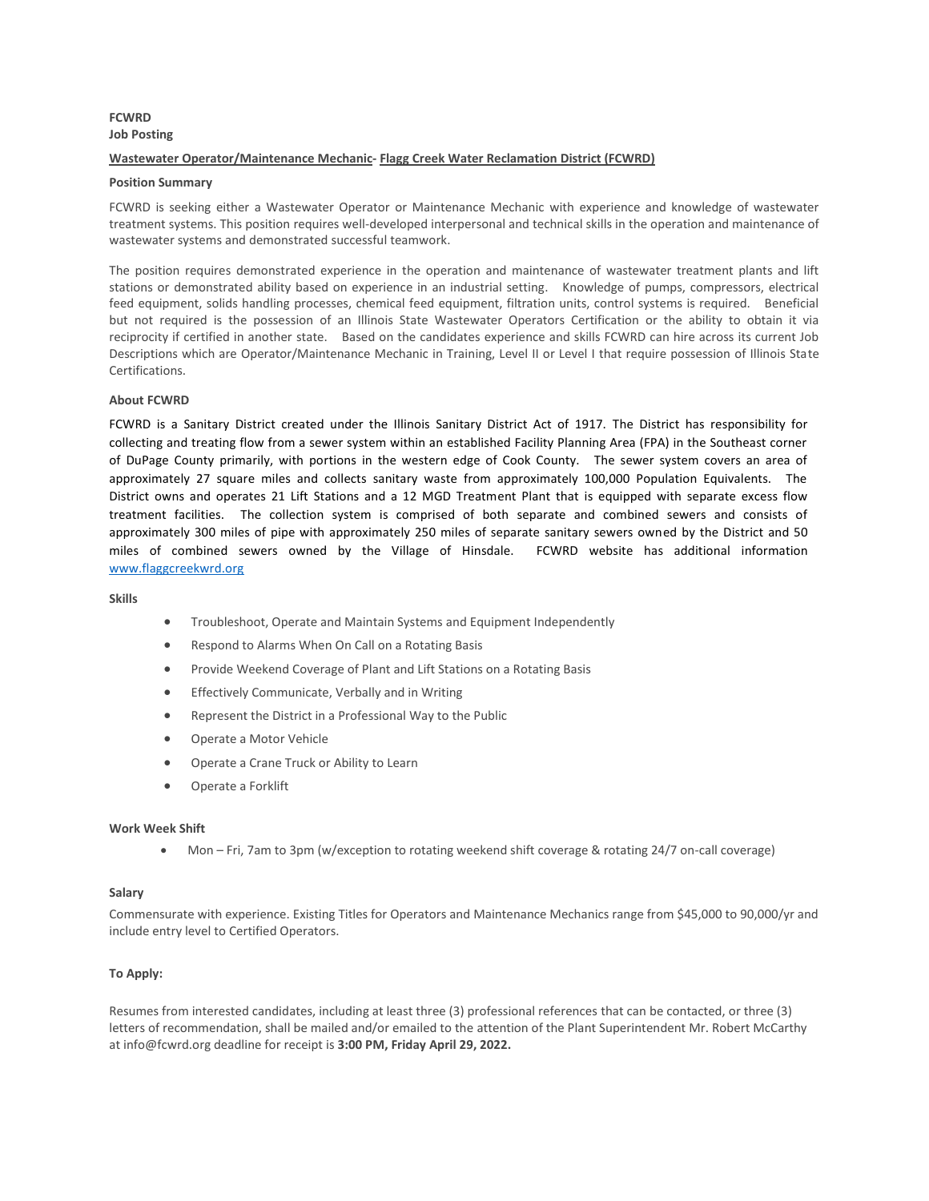**FCWRD**
**Job Posting**

**Wastewater Operator/Maintenance Mechanic- Flagg Creek Water Reclamation District (FCWRD)**

**Position Summary**

FCWRD is seeking either a Wastewater Operator or Maintenance Mechanic with experience and knowledge of wastewater treatment systems. This position requires well-developed interpersonal and technical skills in the operation and maintenance of wastewater systems and demonstrated successful teamwork.

The position requires demonstrated experience in the operation and maintenance of wastewater treatment plants and lift stations or demonstrated ability based on experience in an industrial setting. Knowledge of pumps, compressors, electrical feed equipment, solids handling processes, chemical feed equipment, filtration units, control systems is required. Beneficial but not required is the possession of an Illinois State Wastewater Operators Certification or the ability to obtain it via reciprocity if certified in another state. Based on the candidates experience and skills FCWRD can hire across its current Job Descriptions which are Operator/Maintenance Mechanic in Training, Level II or Level I that require possession of Illinois State Certifications.

**About FCWRD**

FCWRD is a Sanitary District created under the Illinois Sanitary District Act of 1917. The District has responsibility for collecting and treating flow from a sewer system within an established Facility Planning Area (FPA) in the Southeast corner of DuPage County primarily, with portions in the western edge of Cook County. The sewer system covers an area of approximately 27 square miles and collects sanitary waste from approximately 100,000 Population Equivalents. The District owns and operates 21 Lift Stations and a 12 MGD Treatment Plant that is equipped with separate excess flow treatment facilities. The collection system is comprised of both separate and combined sewers and consists of approximately 300 miles of pipe with approximately 250 miles of separate sanitary sewers owned by the District and 50 miles of combined sewers owned by the Village of Hinsdale. FCWRD website has additional information www.flaggcreekwrd.org

**Skills**

- Troubleshoot, Operate and Maintain Systems and Equipment Independently
- Respond to Alarms When On Call on a Rotating Basis
- Provide Weekend Coverage of Plant and Lift Stations on a Rotating Basis
- Effectively Communicate, Verbally and in Writing
- Represent the District in a Professional Way to the Public
- Operate a Motor Vehicle
- Operate a Crane Truck or Ability to Learn
- Operate a Forklift

**Work Week Shift**

- Mon – Fri, 7am to 3pm (w/exception to rotating weekend shift coverage & rotating 24/7 on-call coverage)

**Salary**

Commensurate with experience. Existing Titles for Operators and Maintenance Mechanics range from $45,000 to 90,000/yr and include entry level to Certified Operators.

**To Apply:**

Resumes from interested candidates, including at least three (3) professional references that can be contacted, or three (3) letters of recommendation, shall be mailed and/or emailed to the attention of the Plant Superintendent Mr. Robert McCarthy at info@fcwrd.org deadline for receipt is **3:00 PM, Friday April 29, 2022.**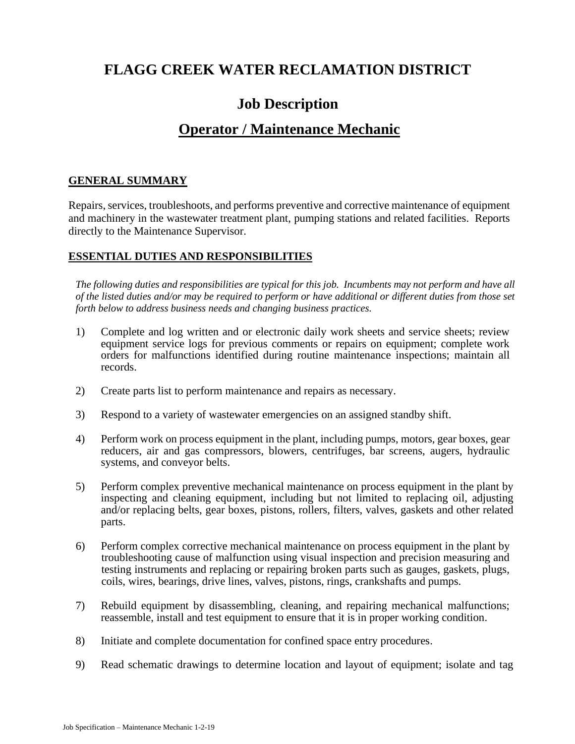# FLAGG CREEK WATER RECLAMATION DISTRICT

## Job Description

## Operator / Maintenance Mechanic

### GENERAL SUMMARY

Repairs, services, troubleshoots, and performs preventive and corrective maintenance of equipment and machinery in the wastewater treatment plant, pumping stations and related facilities. Reports directly to the Maintenance Supervisor.

### ESSENTIAL DUTIES AND RESPONSIBILITIES

*The following duties and responsibilities are typical for this job. Incumbents may not perform and have all of the listed duties and/or may be required to perform or have additional or different duties from those set forth below to address business needs and changing business practices.*

1) Complete and log written and or electronic daily work sheets and service sheets; review equipment service logs for previous comments or repairs on equipment; complete work orders for malfunctions identified during routine maintenance inspections; maintain all records.

2) Create parts list to perform maintenance and repairs as necessary.

3) Respond to a variety of wastewater emergencies on an assigned standby shift.

4) Perform work on process equipment in the plant, including pumps, motors, gear boxes, gear reducers, air and gas compressors, blowers, centrifuges, bar screens, augers, hydraulic systems, and conveyor belts.

5) Perform complex preventive mechanical maintenance on process equipment in the plant by inspecting and cleaning equipment, including but not limited to replacing oil, adjusting and/or replacing belts, gear boxes, pistons, rollers, filters, valves, gaskets and other related parts.

6) Perform complex corrective mechanical maintenance on process equipment in the plant by troubleshooting cause of malfunction using visual inspection and precision measuring and testing instruments and replacing or repairing broken parts such as gauges, gaskets, plugs, coils, wires, bearings, drive lines, valves, pistons, rings, crankshafts and pumps.

7) Rebuild equipment by disassembling, cleaning, and repairing mechanical malfunctions; reassemble, install and test equipment to ensure that it is in proper working condition.

8) Initiate and complete documentation for confined space entry procedures.

9) Read schematic drawings to determine location and layout of equipment; isolate and tag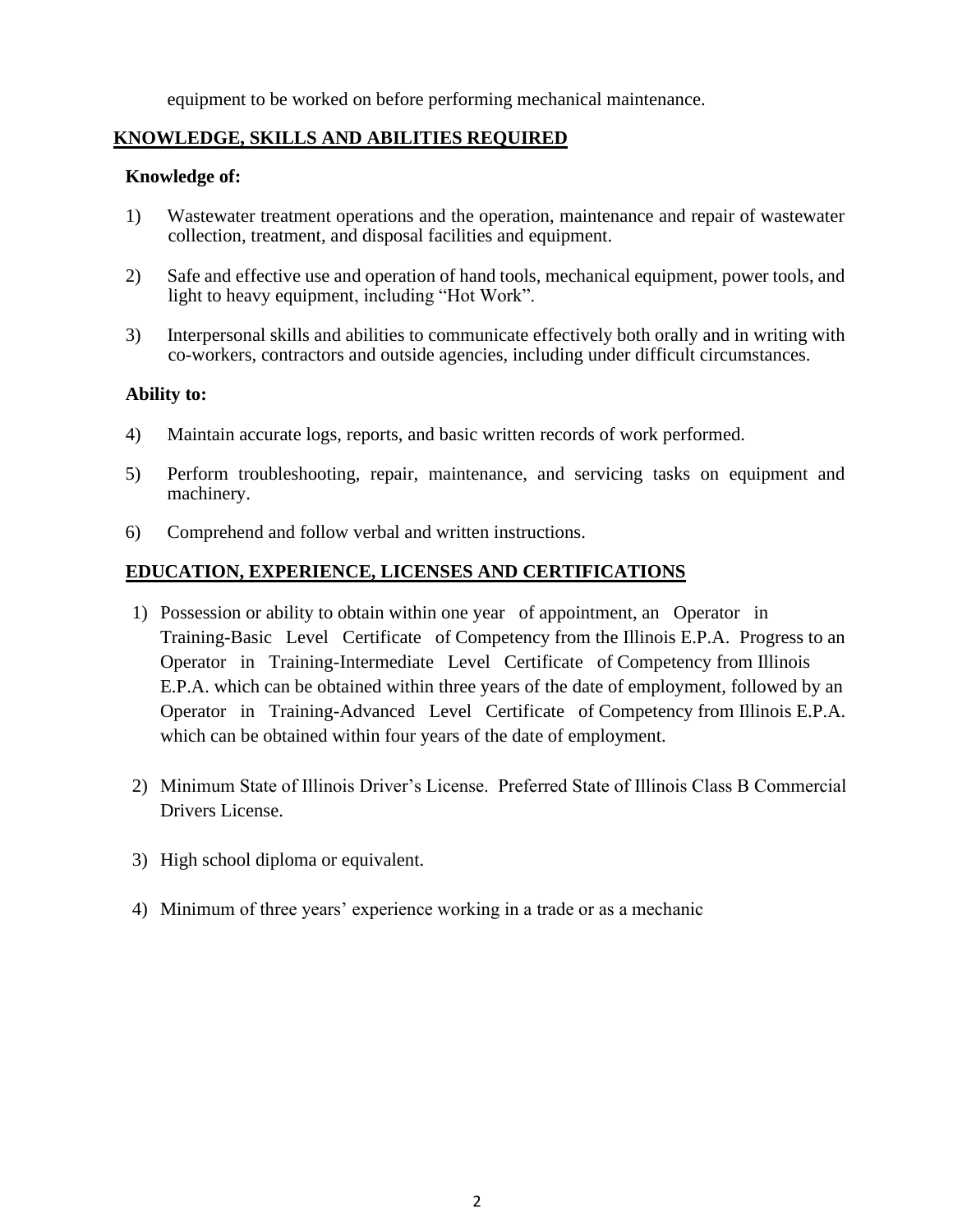equipment to be worked on before performing mechanical maintenance.

## KNOWLEDGE, SKILLS AND ABILITIES REQUIRED

**Knowledge of:**

1) Wastewater treatment operations and the operation, maintenance and repair of wastewater collection, treatment, and disposal facilities and equipment.

2) Safe and effective use and operation of hand tools, mechanical equipment, power tools, and light to heavy equipment, including "Hot Work".

3) Interpersonal skills and abilities to communicate effectively both orally and in writing with co-workers, contractors and outside agencies, including under difficult circumstances.

**Ability to:**

4) Maintain accurate logs, reports, and basic written records of work performed.

5) Perform troubleshooting, repair, maintenance, and servicing tasks on equipment and machinery.

6) Comprehend and follow verbal and written instructions.

## EDUCATION, EXPERIENCE, LICENSES AND CERTIFICATIONS

1) Possession or ability to obtain within one year of appointment, an Operator in Training-Basic Level Certificate of Competency from the Illinois E.P.A. Progress to an Operator in Training-Intermediate Level Certificate of Competency from Illinois E.P.A. which can be obtained within three years of the date of employment, followed by an Operator in Training-Advanced Level Certificate of Competency from Illinois E.P.A. which can be obtained within four years of the date of employment.

2) Minimum State of Illinois Driver's License. Preferred State of Illinois Class B Commercial Drivers License.

3) High school diploma or equivalent.

4) Minimum of three years' experience working in a trade or as a mechanic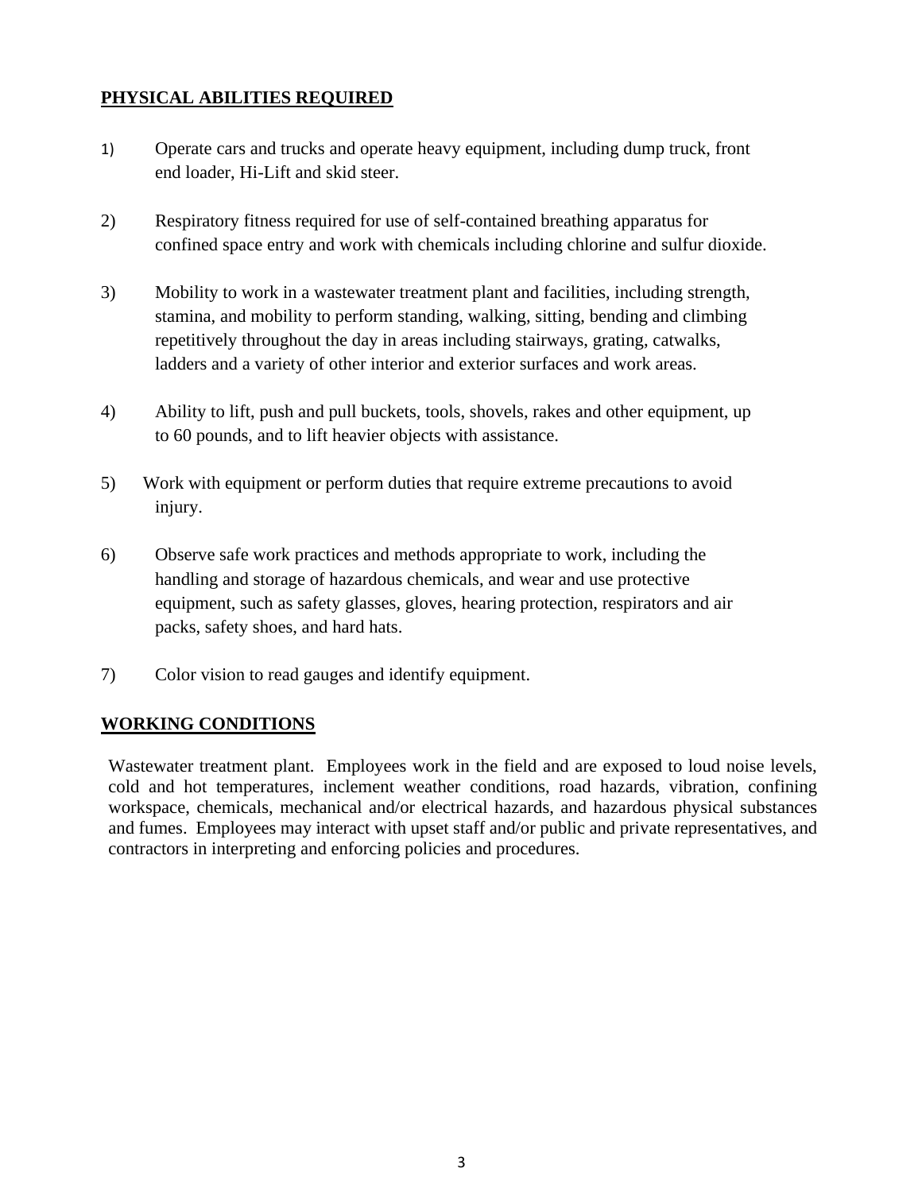## PHYSICAL ABILITIES REQUIRED

1) Operate cars and trucks and operate heavy equipment, including dump truck, front end loader, Hi-Lift and skid steer.

2) Respiratory fitness required for use of self-contained breathing apparatus for confined space entry and work with chemicals including chlorine and sulfur dioxide.

3) Mobility to work in a wastewater treatment plant and facilities, including strength, stamina, and mobility to perform standing, walking, sitting, bending and climbing repetitively throughout the day in areas including stairways, grating, catwalks, ladders and a variety of other interior and exterior surfaces and work areas.

4) Ability to lift, push and pull buckets, tools, shovels, rakes and other equipment, up to 60 pounds, and to lift heavier objects with assistance.

5) Work with equipment or perform duties that require extreme precautions to avoid injury.

6) Observe safe work practices and methods appropriate to work, including the handling and storage of hazardous chemicals, and wear and use protective equipment, such as safety glasses, gloves, hearing protection, respirators and air packs, safety shoes, and hard hats.

7) Color vision to read gauges and identify equipment.

## WORKING CONDITIONS

Wastewater treatment plant. Employees work in the field and are exposed to loud noise levels, cold and hot temperatures, inclement weather conditions, road hazards, vibration, confining workspace, chemicals, mechanical and/or electrical hazards, and hazardous physical substances and fumes. Employees may interact with upset staff and/or public and private representatives, and contractors in interpreting and enforcing policies and procedures.